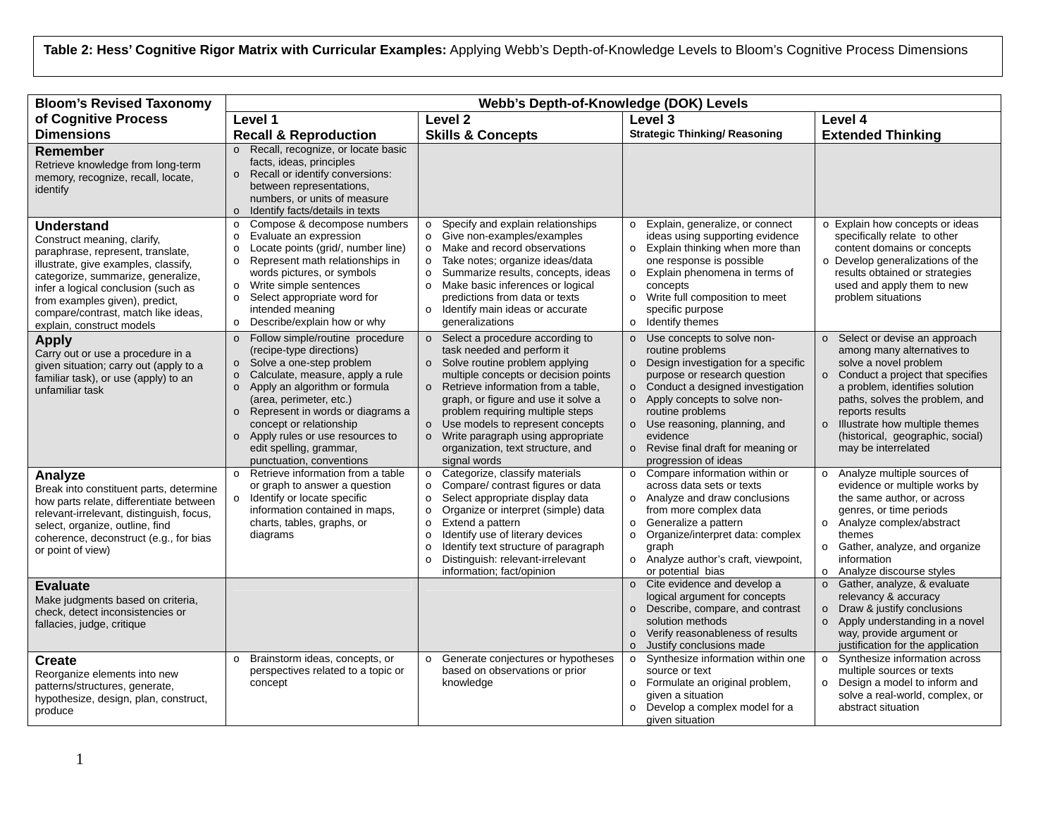**Table 2: Hess' Cognitive Rigor Matrix with Curricular Examples:** Applying Webb's Depth-of-Knowledge Levels to Bloom's Cognitive Process Dimensions

| Bloom's Revised Taxonomy of Cognitive Process Dimensions | Webb's Depth-of-Knowledge (DOK) Levels | | | |
|---|---|---|---|---|
| | **Level 1 Recall & Reproduction** | **Level 2 Skills & Concepts** | **Level 3 Strategic Thinking/ Reasoning** | **Level 4 Extended Thinking** |
| **Remember** Retrieve knowledge from long-term memory, recognize, recall, locate, identify | o Recall, recognize, or locate basic facts, ideas, principles<br>o Recall or identify conversions: between representations, numbers, or units of measure<br>o Identify facts/details in texts | | | |
| **Understand** Construct meaning, clarify, paraphrase, represent, translate, illustrate, give examples, classify, categorize, summarize, generalize, infer a logical conclusion (such as from examples given), predict, compare/contrast, match like ideas, explain, construct models | o Compose & decompose numbers<br>o Evaluate an expression<br>o Locate points (grid/, number line)<br>o Represent math relationships in words pictures, or symbols<br>o Write simple sentences<br>o Select appropriate word for intended meaning<br>o Describe/explain how or why | o Specify and explain relationships<br>o Give non-examples/examples<br>o Make and record observations<br>o Take notes; organize ideas/data<br>o Summarize results, concepts, ideas<br>o Make basic inferences or logical predictions from data or texts<br>o Identify main ideas or accurate generalizations | o Explain, generalize, or connect ideas using supporting evidence<br>o Explain thinking when more than one response is possible<br>o Explain phenomena in terms of concepts<br>o Write full composition to meet specific purpose<br>o Identify themes | o Explain how concepts or ideas specifically relate to other content domains or concepts<br>o Develop generalizations of the results obtained or strategies used and apply them to new problem situations |
| **Apply** Carry out or use a procedure in a given situation; carry out (apply to a familiar task), or use (apply) to an unfamiliar task | o Follow simple/routine procedure (recipe-type directions)<br>o Solve a one-step problem<br>o Calculate, measure, apply a rule<br>o Apply an algorithm or formula (area, perimeter, etc.)<br>o Represent in words or diagrams a concept or relationship<br>o Apply rules or use resources to edit spelling, grammar, punctuation, conventions | o Select a procedure according to task needed and perform it<br>o Solve routine problem applying multiple concepts or decision points<br>o Retrieve information from a table, graph, or figure and use it solve a problem requiring multiple steps<br>o Use models to represent concepts<br>o Write paragraph using appropriate organization, text structure, and signal words | o Use concepts to solve non-routine problems<br>o Design investigation for a specific purpose or research question<br>o Conduct a designed investigation<br>o Apply concepts to solve non-routine problems<br>o Use reasoning, planning, and evidence<br>o Revise final draft for meaning or progression of ideas | o Select or devise an approach among many alternatives to solve a novel problem<br>o Conduct a project that specifies a problem, identifies solution paths, solves the problem, and reports results<br>o Illustrate how multiple themes (historical, geographic, social) may be interrelated |
| **Analyze** Break into constituent parts, determine how parts relate, differentiate between relevant-irrelevant, distinguish, focus, select, organize, outline, find coherence, deconstruct (e.g., for bias or point of view) | o Retrieve information from a table or graph to answer a question<br>o Identify or locate specific information contained in maps, charts, tables, graphs, or diagrams | o Categorize, classify materials<br>o Compare/ contrast figures or data<br>o Select appropriate display data<br>o Organize or interpret (simple) data<br>o Extend a pattern<br>o Identify use of literary devices<br>o Identify text structure of paragraph<br>o Distinguish: relevant-irrelevant information; fact/opinion | o Compare information within or across data sets or texts<br>o Analyze and draw conclusions from more complex data<br>o Generalize a pattern<br>o Organize/interpret data: complex graph<br>o Analyze author's craft, viewpoint, or potential bias | o Analyze multiple sources of evidence or multiple works by the same author, or across genres, or time periods<br>o Analyze complex/abstract themes<br>o Gather, analyze, and organize information<br>o Analyze discourse styles |
| **Evaluate** Make judgments based on criteria, check, detect inconsistencies or fallacies, judge, critique | | | o Cite evidence and develop a logical argument for concepts<br>o Describe, compare, and contrast solution methods<br>o Verify reasonableness of results<br>o Justify conclusions made | o Gather, analyze, & evaluate relevancy & accuracy<br>o Draw & justify conclusions<br>o Apply understanding in a novel way, provide argument or justification for the application |
| **Create** Reorganize elements into new patterns/structures, generate, hypothesize, design, plan, construct, produce | o Brainstorm ideas, concepts, or perspectives related to a topic or concept | o Generate conjectures or hypotheses based on observations or prior knowledge | o Synthesize information within one source or text<br>o Formulate an original problem, given a situation<br>o Develop a complex model for a given situation | o Synthesize information across multiple sources or texts<br>o Design a model to inform and solve a real-world, complex, or abstract situation |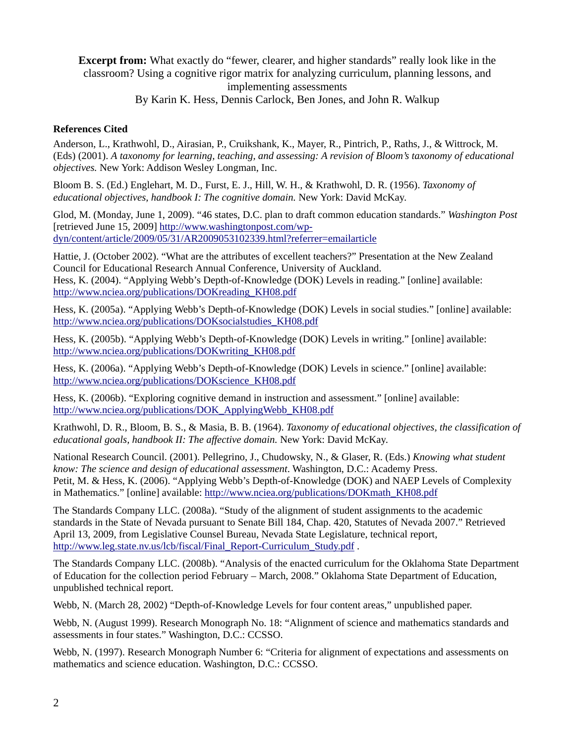**Excerpt from:** What exactly do "fewer, clearer, and higher standards" really look like in the classroom? Using a cognitive rigor matrix for analyzing curriculum, planning lessons, and implementing assessments
By Karin K. Hess, Dennis Carlock, Ben Jones, and John R. Walkup

**References Cited**

Anderson, L., Krathwohl, D., Airasian, P., Cruikshank, K., Mayer, R., Pintrich, P., Raths, J., & Wittrock, M. (Eds) (2001). *A taxonomy for learning, teaching, and assessing: A revision of Bloom's taxonomy of educational objectives.* New York: Addison Wesley Longman, Inc.

Bloom B. S. (Ed.) Englehart, M. D., Furst, E. J., Hill, W. H., & Krathwohl, D. R. (1956). *Taxonomy of educational objectives, handbook I: The cognitive domain.* New York: David McKay.

Glod, M. (Monday, June 1, 2009). "46 states, D.C. plan to draft common education standards." *Washington Post* [retrieved June 15, 2009] http://www.washingtonpost.com/wp-dyn/content/article/2009/05/31/AR2009053102339.html?referrer=emailarticle

Hattie, J. (October 2002). "What are the attributes of excellent teachers?" Presentation at the New Zealand Council for Educational Research Annual Conference, University of Auckland.

Hess, K. (2004). "Applying Webb's Depth-of-Knowledge (DOK) Levels in reading." [online] available: http://www.nciea.org/publications/DOKreading_KH08.pdf

Hess, K. (2005a). "Applying Webb's Depth-of-Knowledge (DOK) Levels in social studies." [online] available: http://www.nciea.org/publications/DOKsocialstudies_KH08.pdf

Hess, K. (2005b). "Applying Webb's Depth-of-Knowledge (DOK) Levels in writing." [online] available: http://www.nciea.org/publications/DOKwriting_KH08.pdf

Hess, K. (2006a). "Applying Webb's Depth-of-Knowledge (DOK) Levels in science." [online] available: http://www.nciea.org/publications/DOKscience_KH08.pdf

Hess, K. (2006b). "Exploring cognitive demand in instruction and assessment." [online] available: http://www.nciea.org/publications/DOK_ApplyingWebb_KH08.pdf

Krathwohl, D. R., Bloom, B. S., & Masia, B. B. (1964). *Taxonomy of educational objectives, the classification of educational goals, handbook II: The affective domain.* New York: David McKay.

National Research Council. (2001). Pellegrino, J., Chudowsky, N., & Glaser, R. (Eds.) *Knowing what student know: The science and design of educational assessment*. Washington, D.C.: Academy Press.

Petit, M. & Hess, K. (2006). "Applying Webb's Depth-of-Knowledge (DOK) and NAEP Levels of Complexity in Mathematics." [online] available: http://www.nciea.org/publications/DOKmath_KH08.pdf

The Standards Company LLC. (2008a). "Study of the alignment of student assignments to the academic standards in the State of Nevada pursuant to Senate Bill 184, Chap. 420, Statutes of Nevada 2007." Retrieved April 13, 2009, from Legislative Counsel Bureau, Nevada State Legislature, technical report, http://www.leg.state.nv.us/lcb/fiscal/Final_Report-Curriculum_Study.pdf .

The Standards Company LLC. (2008b). "Analysis of the enacted curriculum for the Oklahoma State Department of Education for the collection period February – March, 2008." Oklahoma State Department of Education, unpublished technical report.

Webb, N. (March 28, 2002) "Depth-of-Knowledge Levels for four content areas," unpublished paper.

Webb, N. (August 1999). Research Monograph No. 18: "Alignment of science and mathematics standards and assessments in four states." Washington, D.C.: CCSSO.

Webb, N. (1997). Research Monograph Number 6: "Criteria for alignment of expectations and assessments on mathematics and science education. Washington, D.C.: CCSSO.